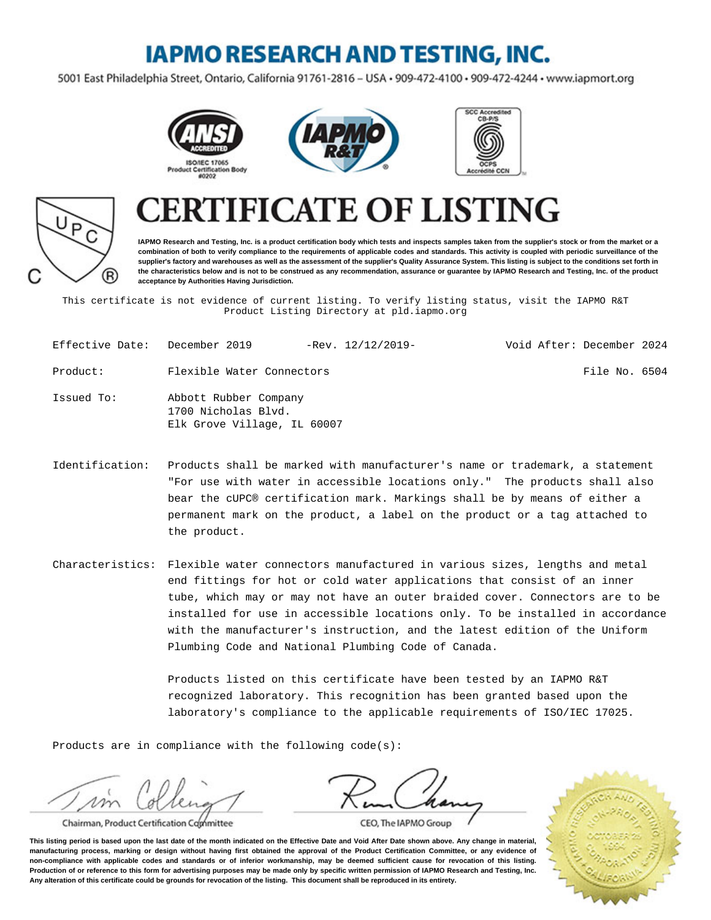# IAPMO RESEARCH AND TESTING, INC.

5001 East Philadelphia Street, Ontario, California 91761-2816 – USA • 909-472-4100 • 909-472-4244 • www.iapmort.org

ANSI ACCREDITED ISO/IEC 17065 Product Certification Body #0202

SCC Accredited CB-P/S OCPS Accrédité CCN

# CERTIFICATE OF LISTING

**IAPMO Research and Testing, Inc. is a product certification body which tests and inspects samples taken from the supplier's stock or from the market or a combination of both to verify compliance to the requirements of applicable codes and standards. This activity is coupled with periodic surveillance of the supplier's factory and warehouses as well as the assessment of the supplier's Quality Assurance System. This listing is subject to the conditions set forth in the characteristics below and is not to be construed as any recommendation, assurance or guarantee by IAPMO Research and Testing, Inc. of the product acceptance by Authorities Having Jurisdiction.**

This certificate is not evidence of current listing. To verify listing status, visit the IAPMO R&T Product Listing Directory at pld.iapmo.org

Effective Date: December 2019 -Rev. 12/12/2019- Void After: December 2024

Product: Flexible Water Connectors File No. 6504

Issued To: Abbott Rubber Company
1700 Nicholas Blvd.
Elk Grove Village, IL 60007

Identification: Products shall be marked with manufacturer's name or trademark, a statement "For use with water in accessible locations only." The products shall also bear the cUPC® certification mark. Markings shall be by means of either a permanent mark on the product, a label on the product or a tag attached to the product.

Characteristics: Flexible water connectors manufactured in various sizes, lengths and metal end fittings for hot or cold water applications that consist of an inner tube, which may or may not have an outer braided cover. Connectors are to be installed for use in accessible locations only. To be installed in accordance with the manufacturer's instruction, and the latest edition of the Uniform Plumbing Code and National Plumbing Code of Canada.

Products listed on this certificate have been tested by an IAPMO R&T recognized laboratory. This recognition has been granted based upon the laboratory's compliance to the applicable requirements of ISO/IEC 17025.

Products are in compliance with the following code(s):

Chairman, Product Certification Committee

CEO, The IAPMO Group

**This listing period is based upon the last date of the month indicated on the Effective Date and Void After Date shown above. Any change in material, manufacturing process, marking or design without having first obtained the approval of the Product Certification Committee, or any evidence of non-compliance with applicable codes and standards or of inferior workmanship, may be deemed sufficient cause for revocation of this listing. Production of or reference to this form for advertising purposes may be made only by specific written permission of IAPMO Research and Testing, Inc. Any alteration of this certificate could be grounds for revocation of the listing. This document shall be reproduced in its entirety.**

IAPMO Research and Testing, Inc. Non-Profit Corporation October 25, 1994 California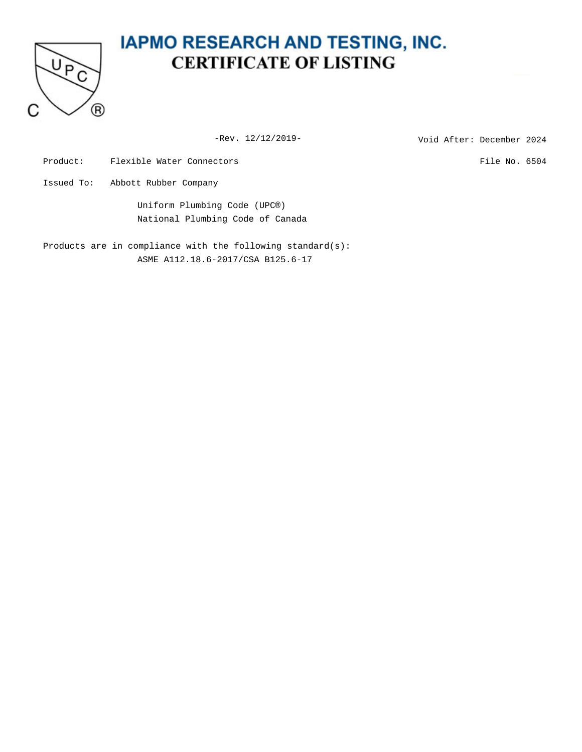# IAPMO RESEARCH AND TESTING, INC.

## CERTIFICATE OF LISTING

-Rev. 12/12/2019-

Void After: December 2024

Product: Flexible Water Connectors

File No. 6504

Issued To: Abbott Rubber Company

Uniform Plumbing Code (UPC®)
National Plumbing Code of Canada

Products are in compliance with the following standard(s):
ASME A112.18.6-2017/CSA B125.6-17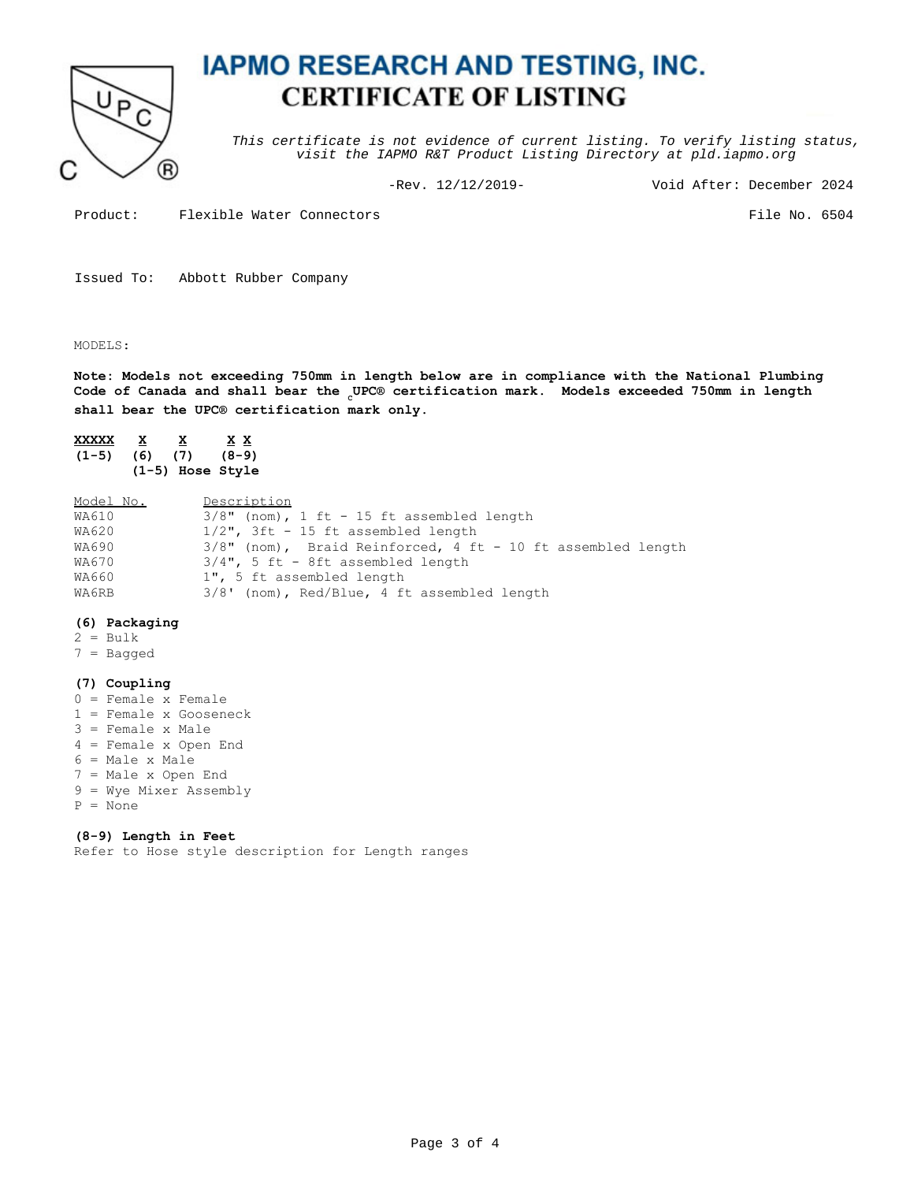# IAPMO RESEARCH AND TESTING, INC.
## CERTIFICATE OF LISTING

*This certificate is not evidence of current listing. To verify listing status, visit the IAPMO R&T Product Listing Directory at pld.iapmo.org*

-Rev. 12/12/2019- Void After: December 2024

Product: Flexible Water Connectors File No. 6504

Issued To: Abbott Rubber Company

MODELS:

**Note: Models not exceeding 750mm in length below are in compliance with the National Plumbing Code of Canada and shall bear the $_{c}$UPC® certification mark. Models exceeded 750mm in length shall bear the UPC® certification mark only.**

| **XXXXX** | **X** | **X** | **X X** |
|---|---|---|---|
| **(1-5)** | **(6)** | **(7)** | **(8-9)** |

**(1-5) Hose Style**

| Model No. | Description |
|---|---|
| WA610 | 3/8" (nom), 1 ft - 15 ft assembled length |
| WA620 | 1/2", 3ft - 15 ft assembled length |
| WA690 | 3/8" (nom), Braid Reinforced, 4 ft - 10 ft assembled length |
| WA670 | 3/4", 5 ft - 8ft assembled length |
| WA660 | 1", 5 ft assembled length |
| WA6RB | 3/8' (nom), Red/Blue, 4 ft assembled length |

**(6) Packaging**
2 = Bulk
7 = Bagged

**(7) Coupling**
0 = Female x Female
1 = Female x Gooseneck
3 = Female x Male
4 = Female x Open End
6 = Male x Male
7 = Male x Open End
9 = Wye Mixer Assembly
P = None

**(8-9) Length in Feet**
Refer to Hose style description for Length ranges